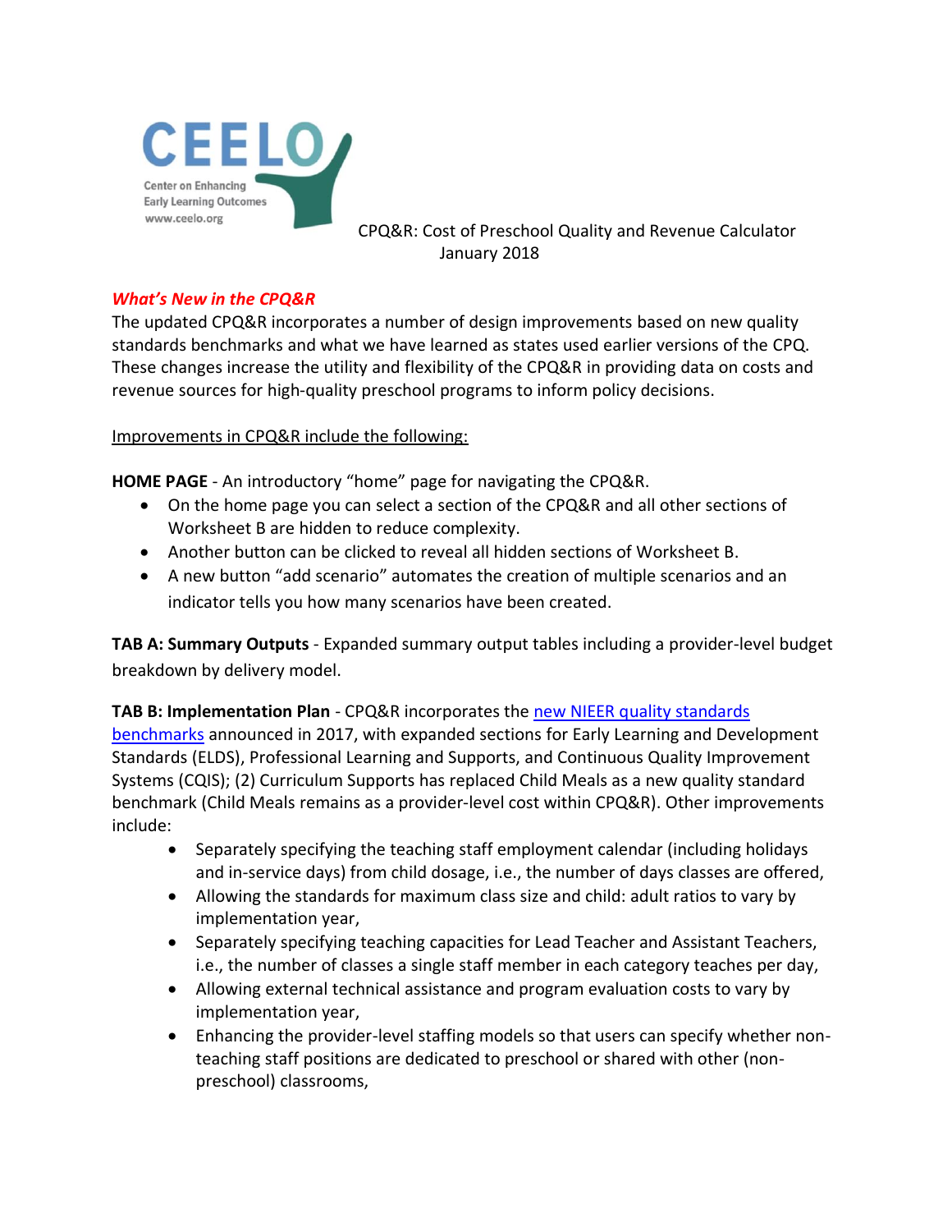CEELO
Center on Enhancing Early Learning Outcomes
www.ceelo.org

CPQ&R: Cost of Preschool Quality and Revenue Calculator
January 2018

## *What's New in the CPQ&R*

The updated CPQ&R incorporates a number of design improvements based on new quality standards benchmarks and what we have learned as states used earlier versions of the CPQ. These changes increase the utility and flexibility of the CPQ&R in providing data on costs and revenue sources for high-quality preschool programs to inform policy decisions.

Improvements in CPQ&R include the following:

**HOME PAGE** - An introductory "home" page for navigating the CPQ&R.

- On the home page you can select a section of the CPQ&R and all other sections of Worksheet B are hidden to reduce complexity.
- Another button can be clicked to reveal all hidden sections of Worksheet B.
- A new button "add scenario" automates the creation of multiple scenarios and an indicator tells you how many scenarios have been created.

**TAB A: Summary Outputs** - Expanded summary output tables including a provider-level budget breakdown by delivery model.

**TAB B: Implementation Plan** - CPQ&R incorporates the new NIEER quality standards benchmarks announced in 2017, with expanded sections for Early Learning and Development Standards (ELDS), Professional Learning and Supports, and Continuous Quality Improvement Systems (CQIS); (2) Curriculum Supports has replaced Child Meals as a new quality standard benchmark (Child Meals remains as a provider-level cost within CPQ&R). Other improvements include:

- Separately specifying the teaching staff employment calendar (including holidays and in-service days) from child dosage, i.e., the number of days classes are offered,
- Allowing the standards for maximum class size and child: adult ratios to vary by implementation year,
- Separately specifying teaching capacities for Lead Teacher and Assistant Teachers, i.e., the number of classes a single staff member in each category teaches per day,
- Allowing external technical assistance and program evaluation costs to vary by implementation year,
- Enhancing the provider-level staffing models so that users can specify whether non-teaching staff positions are dedicated to preschool or shared with other (non-preschool) classrooms,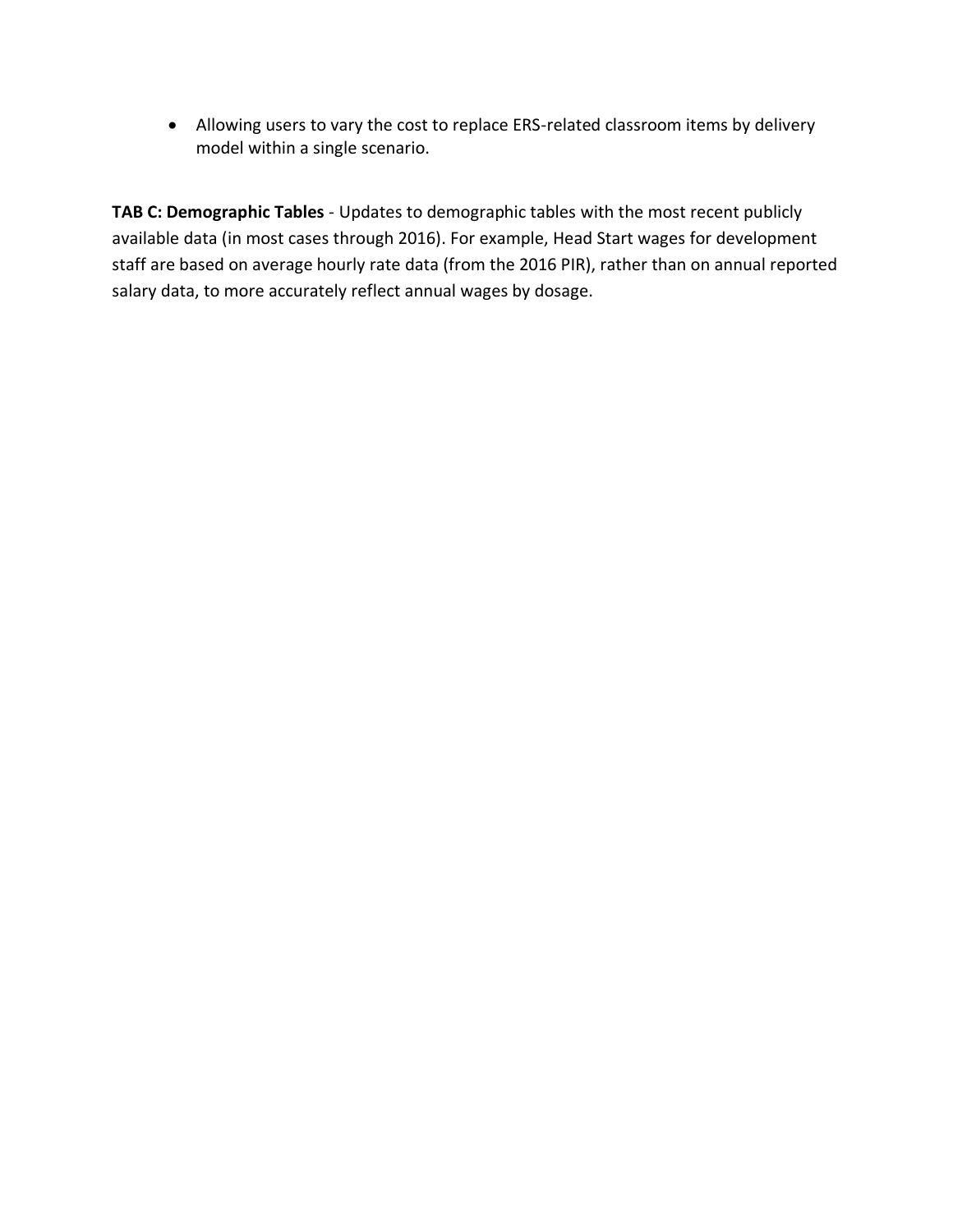- Allowing users to vary the cost to replace ERS-related classroom items by delivery model within a single scenario.

**TAB C: Demographic Tables** - Updates to demographic tables with the most recent publicly available data (in most cases through 2016). For example, Head Start wages for development staff are based on average hourly rate data (from the 2016 PIR), rather than on annual reported salary data, to more accurately reflect annual wages by dosage.